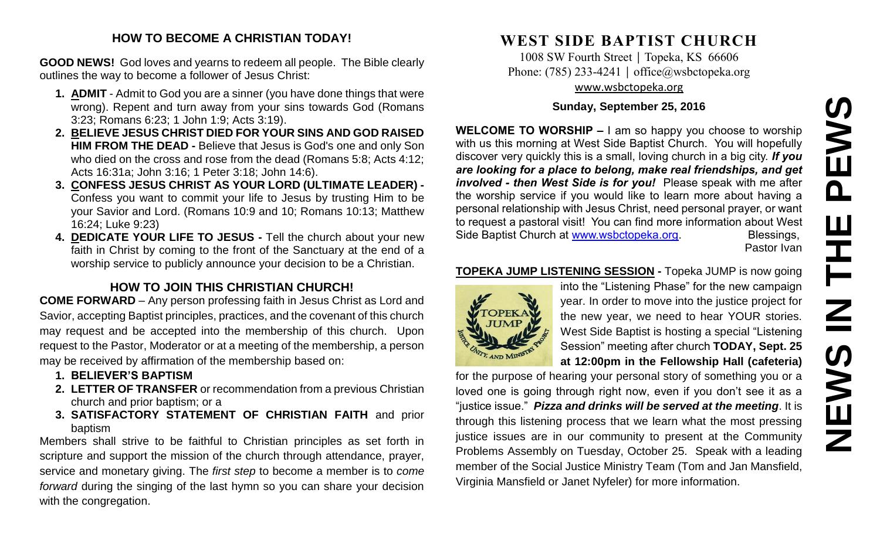## HOW TO BECOME A CHRISTIAN TODAY!

**GOOD NEWS!** God loves and yearns to redeem all people. The Bible clearly outlines the way to become a follower of Jesus Christ:

1. **ADMIT** - Admit to God you are a sinner (you have done things that were wrong). Repent and turn away from your sins towards God (Romans 3:23; Romans 6:23; 1 John 1:9; Acts 3:19).
2. **BELIEVE JESUS CHRIST DIED FOR YOUR SINS AND GOD RAISED HIM FROM THE DEAD -** Believe that Jesus is God's one and only Son who died on the cross and rose from the dead (Romans 5:8; Acts 4:12; Acts 16:31a; John 3:16; 1 Peter 3:18; John 14:6).
3. **CONFESS JESUS CHRIST AS YOUR LORD (ULTIMATE LEADER) -** Confess you want to commit your life to Jesus by trusting Him to be your Savior and Lord. (Romans 10:9 and 10; Romans 10:13; Matthew 16:24; Luke 9:23)
4. **DEDICATE YOUR LIFE TO JESUS -** Tell the church about your new faith in Christ by coming to the front of the Sanctuary at the end of a worship service to publicly announce your decision to be a Christian.

## HOW TO JOIN THIS CHRISTIAN CHURCH!

**COME FORWARD** – Any person professing faith in Jesus Christ as Lord and Savior, accepting Baptist principles, practices, and the covenant of this church may request and be accepted into the membership of this church. Upon request to the Pastor, Moderator or at a meeting of the membership, a person may be received by affirmation of the membership based on:

1. **BELIEVER'S BAPTISM**
2. **LETTER OF TRANSFER** or recommendation from a previous Christian church and prior baptism; or a
3. **SATISFACTORY STATEMENT OF CHRISTIAN FAITH** and prior baptism

Members shall strive to be faithful to Christian principles as set forth in scripture and support the mission of the church through attendance, prayer, service and monetary giving. The *first step* to become a member is to *come forward* during the singing of the last hymn so you can share your decision with the congregation.

# WEST SIDE BAPTIST CHURCH

1008 SW Fourth Street | Topeka, KS 66606
Phone: (785) 233-4241 | office@wsbctopeka.org
www.wsbctopeka.org

**Sunday, September 25, 2016**

# NEWS IN THE PEWS

**WELCOME TO WORSHIP –** I am so happy you choose to worship with us this morning at West Side Baptist Church. You will hopefully discover very quickly this is a small, loving church in a big city. ***If you are looking for a place to belong, make real friendships, and get involved - then West Side is for you!*** Please speak with me after the worship service if you would like to learn more about having a personal relationship with Jesus Christ, need personal prayer, or want to request a pastoral visit! You can find more information about West Side Baptist Church at www.wsbctopeka.org. Blessings, Pastor Ivan

**TOPEKA JUMP LISTENING SESSION -** Topeka JUMP is now going into the "Listening Phase" for the new campaign year. In order to move into the justice project for the new year, we need to hear YOUR stories. West Side Baptist is hosting a special "Listening Session" meeting after church **TODAY, Sept. 25 at 12:00pm in the Fellowship Hall (cafeteria)** for the purpose of hearing your personal story of something you or a loved one is going through right now, even if you don't see it as a "justice issue." ***Pizza and drinks will be served at the meeting***. It is through this listening process that we learn what the most pressing justice issues are in our community to present at the Community Problems Assembly on Tuesday, October 25. Speak with a leading member of the Social Justice Ministry Team (Tom and Jan Mansfield, Virginia Mansfield or Janet Nyfeler) for more information.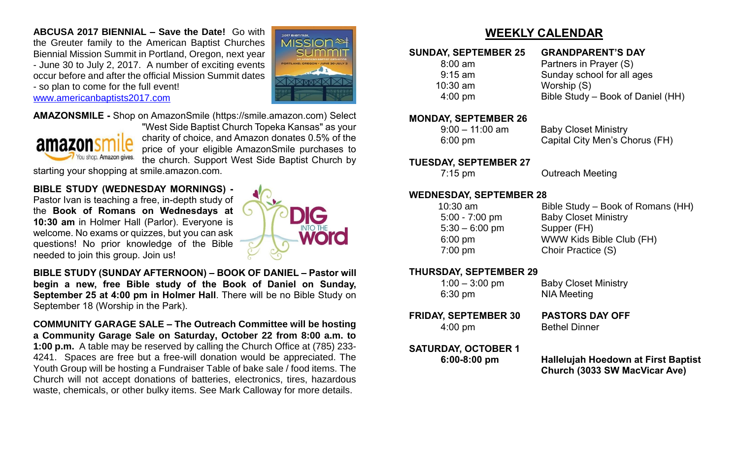**ABCUSA 2017 BIENNIAL – Save the Date!** Go with the Greuter family to the American Baptist Churches Biennial Mission Summit in Portland, Oregon, next year - June 30 to July 2, 2017. A number of exciting events occur before and after the official Mission Summit dates - so plan to come for the full event! www.americanbaptists2017.com

**AMAZONSMILE -** Shop on AmazonSmile (https://smile.amazon.com) Select "West Side Baptist Church Topeka Kansas" as your charity of choice, and Amazon donates 0.5% of the price of your eligible AmazonSmile purchases to the church. Support West Side Baptist Church by starting your shopping at smile.amazon.com.

**BIBLE STUDY (WEDNESDAY MORNINGS) -** Pastor Ivan is teaching a free, in-depth study of the **Book of Romans on Wednesdays at 10:30 am** in Holmer Hall (Parlor). Everyone is welcome. No exams or quizzes, but you can ask questions! No prior knowledge of the Bible needed to join this group. Join us!

**BIBLE STUDY (SUNDAY AFTERNOON) – BOOK OF DANIEL – Pastor will begin a new, free Bible study of the Book of Daniel on Sunday, September 25 at 4:00 pm in Holmer Hall**. There will be no Bible Study on September 18 (Worship in the Park).

**COMMUNITY GARAGE SALE – The Outreach Committee will be hosting a Community Garage Sale on Saturday, October 22 from 8:00 a.m. to 1:00 p.m.** A table may be reserved by calling the Church Office at (785) 233-4241. Spaces are free but a free-will donation would be appreciated. The Youth Group will be hosting a Fundraiser Table of bake sale / food items. The Church will not accept donations of batteries, electronics, tires, hazardous waste, chemicals, or other bulky items. See Mark Calloway for more details.

## WEEKLY CALENDAR

**SUNDAY, SEPTEMBER 25** — **GRANDPARENT'S DAY**

| | |
|---|---|
| 8:00 am | Partners in Prayer (S) |
| 9:15 am | Sunday school for all ages |
| 10:30 am | Worship (S) |
| 4:00 pm | Bible Study – Book of Daniel (HH) |

**MONDAY, SEPTEMBER 26**

| | |
|---|---|
| 9:00 – 11:00 am | Baby Closet Ministry |
| 6:00 pm | Capital City Men's Chorus (FH) |

**TUESDAY, SEPTEMBER 27**

| | |
|---|---|
| 7:15 pm | Outreach Meeting |

**WEDNESDAY, SEPTEMBER 28**

| | |
|---|---|
| 10:30 am | Bible Study – Book of Romans (HH) |
| 5:00 - 7:00 pm | Baby Closet Ministry |
| 5:30 – 6:00 pm | Supper (FH) |
| 6:00 pm | WWW Kids Bible Club (FH) |
| 7:00 pm | Choir Practice (S) |

**THURSDAY, SEPTEMBER 29**

| | |
|---|---|
| 1:00 – 3:00 pm | Baby Closet Ministry |
| 6:30 pm | NIA Meeting |

**FRIDAY, SEPTEMBER 30** — **PASTORS DAY OFF**

| | |
|---|---|
| 4:00 pm | Bethel Dinner |

**SATURDAY, OCTOBER 1**

| | |
|---|---|
| **6:00-8:00 pm** | **Hallelujah Hoedown at First Baptist Church (3033 SW MacVicar Ave)** |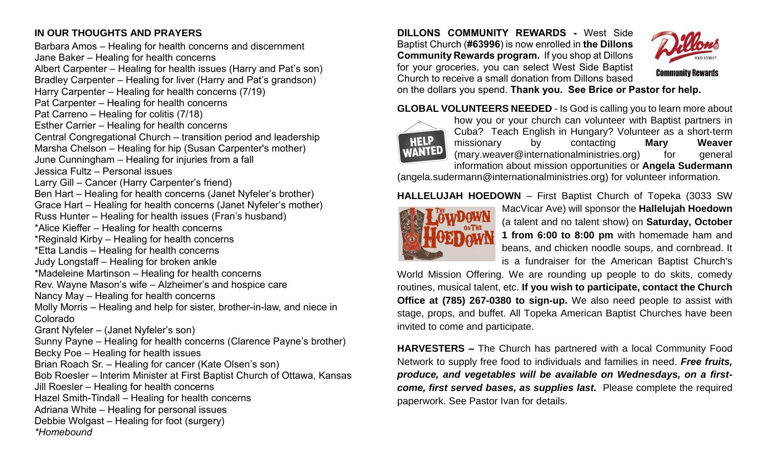## IN OUR THOUGHTS AND PRAYERS

Barbara Amos – Healing for health concerns and discernment
Jane Baker – Healing for health concerns
Albert Carpenter – Healing for health issues (Harry and Pat's son)
Bradley Carpenter – Healing for liver (Harry and Pat's grandson)
Harry Carpenter – Healing for health concerns (7/19)
Pat Carpenter – Healing for health concerns
Pat Carreno – Healing for colitis (7/18)
Esther Carrier – Healing for health concerns
Central Congregational Church – transition period and leadership
Marsha Chelson – Healing for hip (Susan Carpenter's mother)
June Cunningham – Healing for injuries from a fall
Jessica Fultz – Personal issues
Larry Gill – Cancer (Harry Carpenter's friend)
Ben Hart – Healing for health concerns (Janet Nyfeler's brother)
Grace Hart – Healing for health concerns (Janet Nyfeler's mother)
Russ Hunter – Healing for health issues (Fran's husband)
*Alice Kieffer – Healing for health concerns
*Reginald Kirby – Healing for health concerns
*Etta Landis – Healing for health concerns
Judy Longstaff – Healing for broken ankle
*Madeleine Martinson – Healing for health concerns
Rev. Wayne Mason's wife – Alzheimer's and hospice care
Nancy May – Healing for health concerns
Molly Morris – Healing and help for sister, brother-in-law, and niece in Colorado
Grant Nyfeler – (Janet Nyfeler's son)
Sunny Payne – Healing for health concerns (Clarence Payne's brother)
Becky Poe – Healing for health issues
Brian Roach Sr. – Healing for cancer (Kate Olsen's son)
Bob Roesler – Interim Minister at First Baptist Church of Ottawa, Kansas
Jill Roesler – Healing for health concerns
Hazel Smith-Tindall – Healing for health concerns
Adriana White – Healing for personal issues
Debbie Wolgast – Healing for foot (surgery)
*\*Homebound*

**DILLONS COMMUNITY REWARDS -** West Side Baptist Church (**#63996**) is now enrolled in **the Dillons Community Rewards program.** If you shop at Dillons for your groceries, you can select West Side Baptist Church to receive a small donation from Dillons based on the dollars you spend. **Thank you. See Brice or Pastor for help.**

**GLOBAL VOLUNTEERS NEEDED** - Is God is calling you to learn more about how you or your church can volunteer with Baptist partners in Cuba? Teach English in Hungary? Volunteer as a short-term missionary by contacting **Mary Weaver** (mary.weaver@internationalministries.org) for general information about mission opportunities or **Angela Sudermann** (angela.sudermann@internationalministries.org) for volunteer information.

**HALLELUJAH HOEDOWN** – First Baptist Church of Topeka (3033 SW MacVicar Ave) will sponsor the **Hallelujah Hoedown** (a talent and no talent show) on **Saturday, October 1 from 6:00 to 8:00 pm** with homemade ham and beans, and chicken noodle soups, and cornbread. It is a fundraiser for the American Baptist Church's World Mission Offering. We are rounding up people to do skits, comedy routines, musical talent, etc. **If you wish to participate, contact the Church Office at (785) 267-0380 to sign-up.** We also need people to assist with stage, props, and buffet. All Topeka American Baptist Churches have been invited to come and participate.

**HARVESTERS –** The Church has partnered with a local Community Food Network to supply free food to individuals and families in need. ***Free fruits, produce, and vegetables will be available on Wednesdays, on a first-come, first served bases, as supplies last.*** Please complete the required paperwork. See Pastor Ivan for details.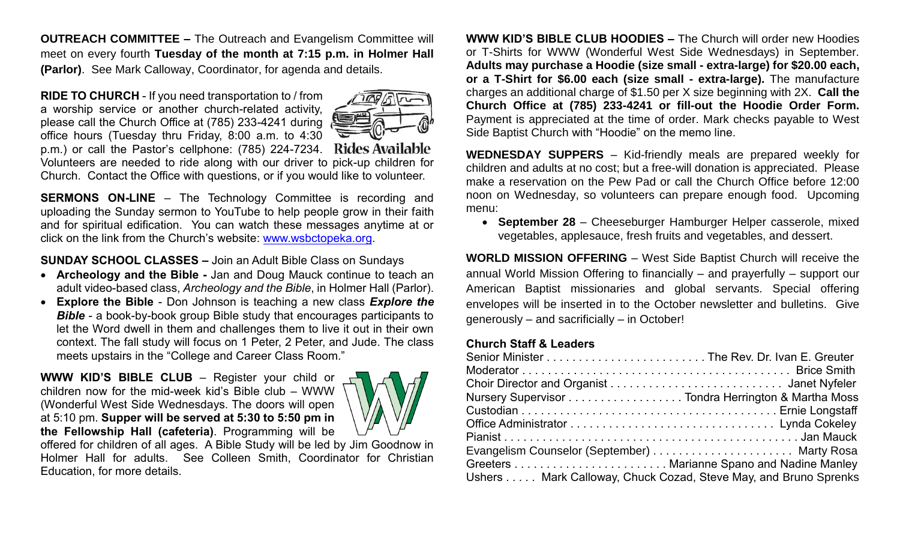**OUTREACH COMMITTEE –** The Outreach and Evangelism Committee will meet on every fourth **Tuesday of the month at 7:15 p.m. in Holmer Hall (Parlor)**. See Mark Calloway, Coordinator, for agenda and details.

**RIDE TO CHURCH** - If you need transportation to / from a worship service or another church-related activity, please call the Church Office at (785) 233-4241 during office hours (Tuesday thru Friday, 8:00 a.m. to 4:30 p.m.) or call the Pastor's cellphone: (785) 224-7234. Volunteers are needed to ride along with our driver to pick-up children for Church. Contact the Office with questions, or if you would like to volunteer.

Rides Available

**SERMONS ON-LINE** – The Technology Committee is recording and uploading the Sunday sermon to YouTube to help people grow in their faith and for spiritual edification. You can watch these messages anytime at or click on the link from the Church's website: www.wsbctopeka.org.

**SUNDAY SCHOOL CLASSES –** Join an Adult Bible Class on Sundays

- **Archeology and the Bible -** Jan and Doug Mauck continue to teach an adult video-based class, *Archeology and the Bible*, in Holmer Hall (Parlor).
- **Explore the Bible** - Don Johnson is teaching a new class ***Explore the Bible*** - a book-by-book group Bible study that encourages participants to let the Word dwell in them and challenges them to live it out in their own context. The fall study will focus on 1 Peter, 2 Peter, and Jude. The class meets upstairs in the "College and Career Class Room."

**WWW KID'S BIBLE CLUB** – Register your child or children now for the mid-week kid's Bible club – WWW (Wonderful West Side Wednesdays). The doors will open at 5:10 pm. **Supper will be served at 5:30 to 5:50 pm in the Fellowship Hall (cafeteria)**. Programming will be offered for children of all ages. A Bible Study will be led by Jim Goodnow in Holmer Hall for adults. See Colleen Smith, Coordinator for Christian Education, for more details.

**WWW KID'S BIBLE CLUB HOODIES –** The Church will order new Hoodies or T-Shirts for WWW (Wonderful West Side Wednesdays) in September. **Adults may purchase a Hoodie (size small - extra-large) for $20.00 each, or a T-Shirt for $6.00 each (size small - extra-large).** The manufacture charges an additional charge of $1.50 per X size beginning with 2X. **Call the Church Office at (785) 233-4241 or fill-out the Hoodie Order Form.** Payment is appreciated at the time of order. Mark checks payable to West Side Baptist Church with "Hoodie" on the memo line.

**WEDNESDAY SUPPERS** – Kid-friendly meals are prepared weekly for children and adults at no cost; but a free-will donation is appreciated. Please make a reservation on the Pew Pad or call the Church Office before 12:00 noon on Wednesday, so volunteers can prepare enough food. Upcoming menu:

- **September 28** – Cheeseburger Hamburger Helper casserole, mixed vegetables, applesauce, fresh fruits and vegetables, and dessert.

**WORLD MISSION OFFERING** – West Side Baptist Church will receive the annual World Mission Offering to financially – and prayerfully – support our American Baptist missionaries and global servants. Special offering envelopes will be inserted in to the October newsletter and bulletins. Give generously – and sacrificially – in October!

**Church Staff & Leaders**

Senior Minister . . . . . . . . . . . . . . . . . . . . . . . . . The Rev. Dr. Ivan E. Greuter
Moderator . . . . . . . . . . . . . . . . . . . . . . . . . . . . . . . . . . . . . . . . . . Brice Smith
Choir Director and Organist . . . . . . . . . . . . . . . . . . . . . . . . . . . Janet Nyfeler
Nursery Supervisor . . . . . . . . . . . . . . . . . . Tondra Herrington & Martha Moss
Custodian . . . . . . . . . . . . . . . . . . . . . . . . . . . . . . . . . . . . . . . Ernie Longstaff
Office Administrator . . . . . . . . . . . . . . . . . . . . . . . . . . . . . . . . Lynda Cokeley
Pianist . . . . . . . . . . . . . . . . . . . . . . . . . . . . . . . . . . . . . . . . . . . . . Jan Mauck
Evangelism Counselor (September) . . . . . . . . . . . . . . . . . . . . . . Marty Rosa
Greeters . . . . . . . . . . . . . . . . . . . . . . . . Marianne Spano and Nadine Manley
Ushers . . . . . Mark Calloway, Chuck Cozad, Steve May, and Bruno Sprenks